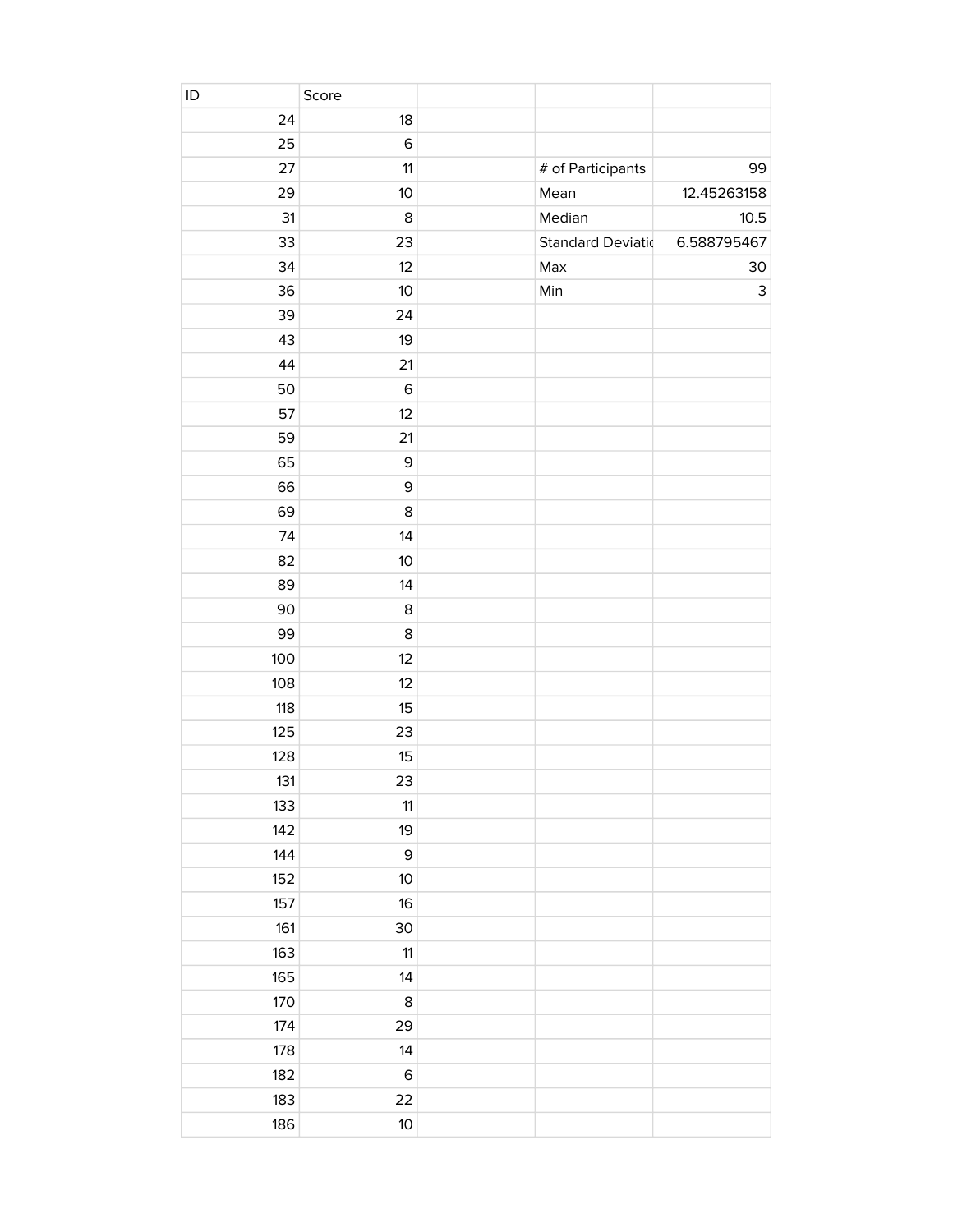| ID | Score | | | |
|---|---|---|---|---|
| 24 | 18 | | | |
| 25 | 6 | | | |
| 27 | 11 | | # of Participants | 99 |
| 29 | 10 | | Mean | 12.45263158 |
| 31 | 8 | | Median | 10.5 |
| 33 | 23 | | Standard Deviatic | 6.588795467 |
| 34 | 12 | | Max | 30 |
| 36 | 10 | | Min | 3 |
| 39 | 24 | | | |
| 43 | 19 | | | |
| 44 | 21 | | | |
| 50 | 6 | | | |
| 57 | 12 | | | |
| 59 | 21 | | | |
| 65 | 9 | | | |
| 66 | 9 | | | |
| 69 | 8 | | | |
| 74 | 14 | | | |
| 82 | 10 | | | |
| 89 | 14 | | | |
| 90 | 8 | | | |
| 99 | 8 | | | |
| 100 | 12 | | | |
| 108 | 12 | | | |
| 118 | 15 | | | |
| 125 | 23 | | | |
| 128 | 15 | | | |
| 131 | 23 | | | |
| 133 | 11 | | | |
| 142 | 19 | | | |
| 144 | 9 | | | |
| 152 | 10 | | | |
| 157 | 16 | | | |
| 161 | 30 | | | |
| 163 | 11 | | | |
| 165 | 14 | | | |
| 170 | 8 | | | |
| 174 | 29 | | | |
| 178 | 14 | | | |
| 182 | 6 | | | |
| 183 | 22 | | | |
| 186 | 10 | | | |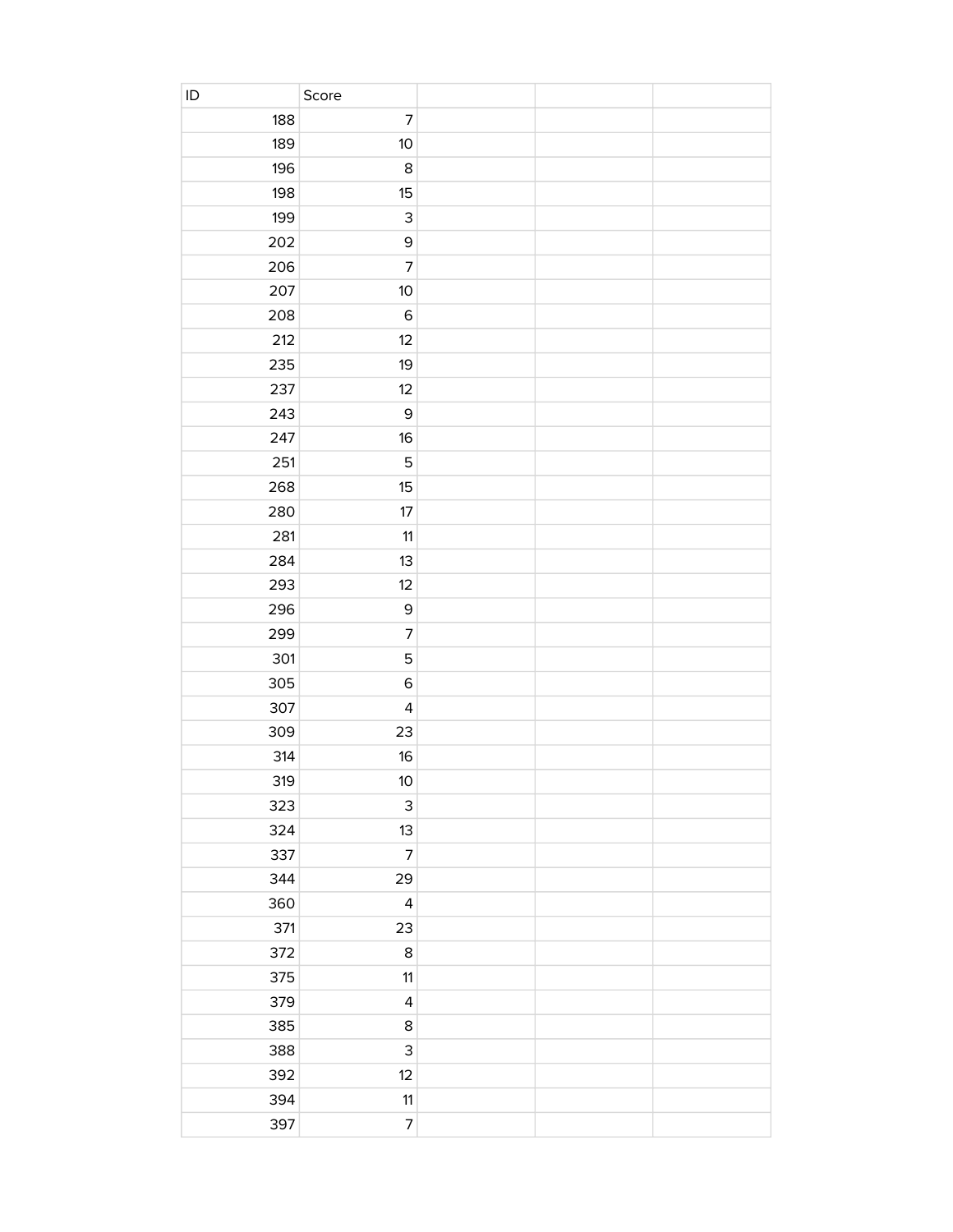| ID | Score | | | |
|---|---|---|---|---|
| 188 | 7 | | | |
| 189 | 10 | | | |
| 196 | 8 | | | |
| 198 | 15 | | | |
| 199 | 3 | | | |
| 202 | 9 | | | |
| 206 | 7 | | | |
| 207 | 10 | | | |
| 208 | 6 | | | |
| 212 | 12 | | | |
| 235 | 19 | | | |
| 237 | 12 | | | |
| 243 | 9 | | | |
| 247 | 16 | | | |
| 251 | 5 | | | |
| 268 | 15 | | | |
| 280 | 17 | | | |
| 281 | 11 | | | |
| 284 | 13 | | | |
| 293 | 12 | | | |
| 296 | 9 | | | |
| 299 | 7 | | | |
| 301 | 5 | | | |
| 305 | 6 | | | |
| 307 | 4 | | | |
| 309 | 23 | | | |
| 314 | 16 | | | |
| 319 | 10 | | | |
| 323 | 3 | | | |
| 324 | 13 | | | |
| 337 | 7 | | | |
| 344 | 29 | | | |
| 360 | 4 | | | |
| 371 | 23 | | | |
| 372 | 8 | | | |
| 375 | 11 | | | |
| 379 | 4 | | | |
| 385 | 8 | | | |
| 388 | 3 | | | |
| 392 | 12 | | | |
| 394 | 11 | | | |
| 397 | 7 | | | |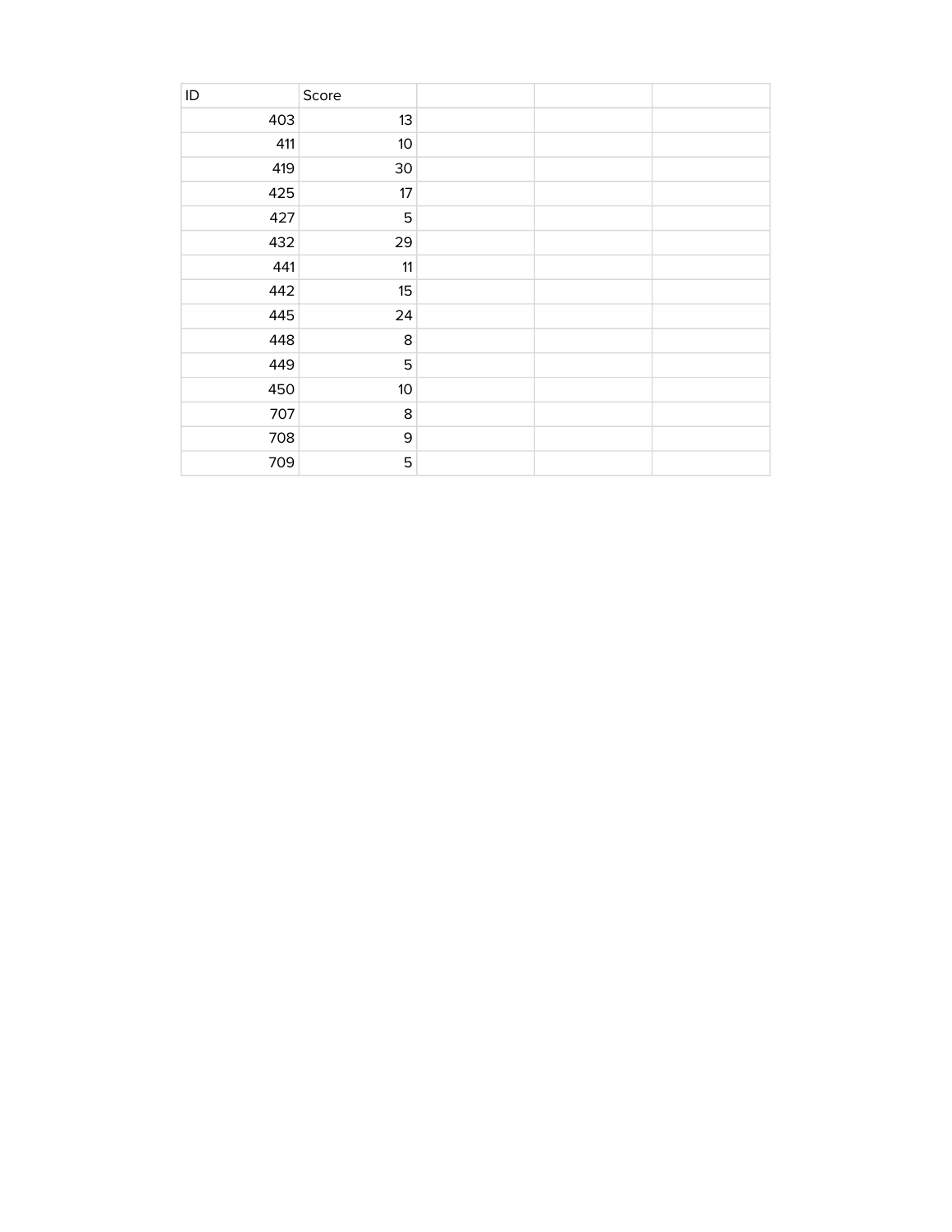| ID | Score | | | |
|---|---|---|---|---|
| 403 | 13 | | | |
| 411 | 10 | | | |
| 419 | 30 | | | |
| 425 | 17 | | | |
| 427 | 5 | | | |
| 432 | 29 | | | |
| 441 | 11 | | | |
| 442 | 15 | | | |
| 445 | 24 | | | |
| 448 | 8 | | | |
| 449 | 5 | | | |
| 450 | 10 | | | |
| 707 | 8 | | | |
| 708 | 9 | | | |
| 709 | 5 | | | |